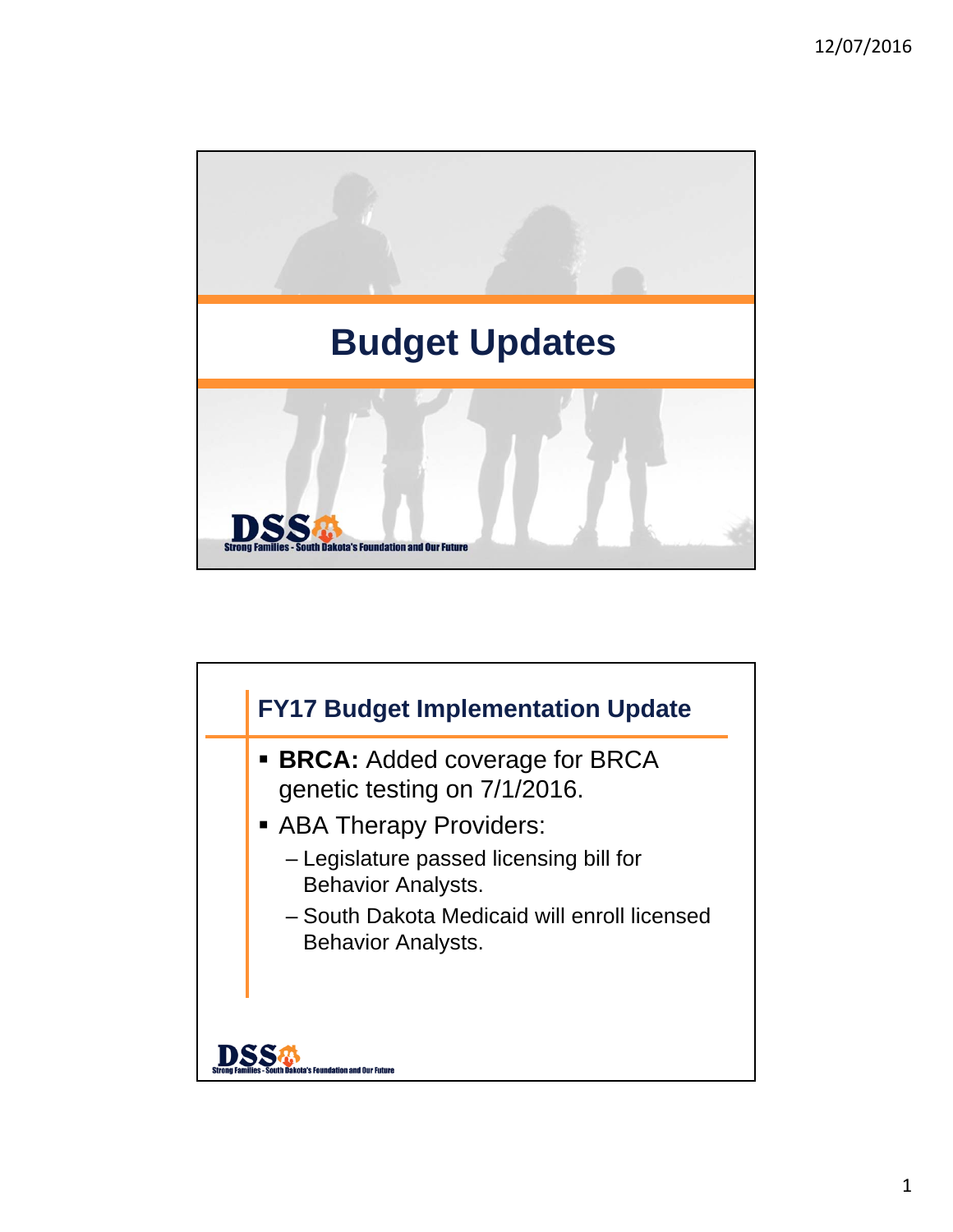# Budget Updates

DSS
Strong Families - South Dakota's Foundation and Our Future

## FY17 Budget Implementation Update

- **BRCA:** Added coverage for BRCA genetic testing on 7/1/2016.
- ABA Therapy Providers:
  - Legislature passed licensing bill for Behavior Analysts.
  - South Dakota Medicaid will enroll licensed Behavior Analysts.

DSS
Strong Families - South Dakota's Foundation and Our Future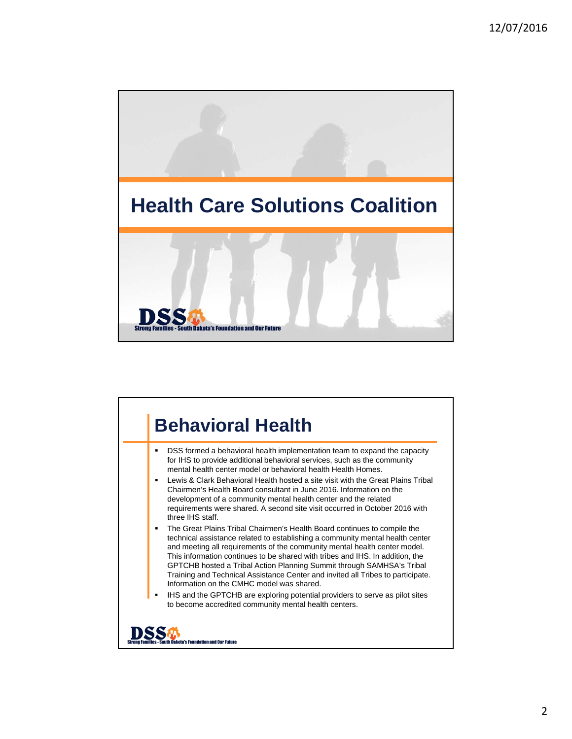# Health Care Solutions Coalition

DSS Strong Families - South Dakota's Foundation and Our Future

## Behavioral Health

- DSS formed a behavioral health implementation team to expand the capacity for IHS to provide additional behavioral services, such as the community mental health center model or behavioral health Health Homes.
- Lewis & Clark Behavioral Health hosted a site visit with the Great Plains Tribal Chairmen's Health Board consultant in June 2016. Information on the development of a community mental health center and the related requirements were shared. A second site visit occurred in October 2016 with three IHS staff.
- The Great Plains Tribal Chairmen's Health Board continues to compile the technical assistance related to establishing a community mental health center and meeting all requirements of the community mental health center model. This information continues to be shared with tribes and IHS. In addition, the GPTCHB hosted a Tribal Action Planning Summit through SAMHSA's Tribal Training and Technical Assistance Center and invited all Tribes to participate. Information on the CMHC model was shared.
- IHS and the GPTCHB are exploring potential providers to serve as pilot sites to become accredited community mental health centers.

DSS Strong Families - South Dakota's Foundation and Our Future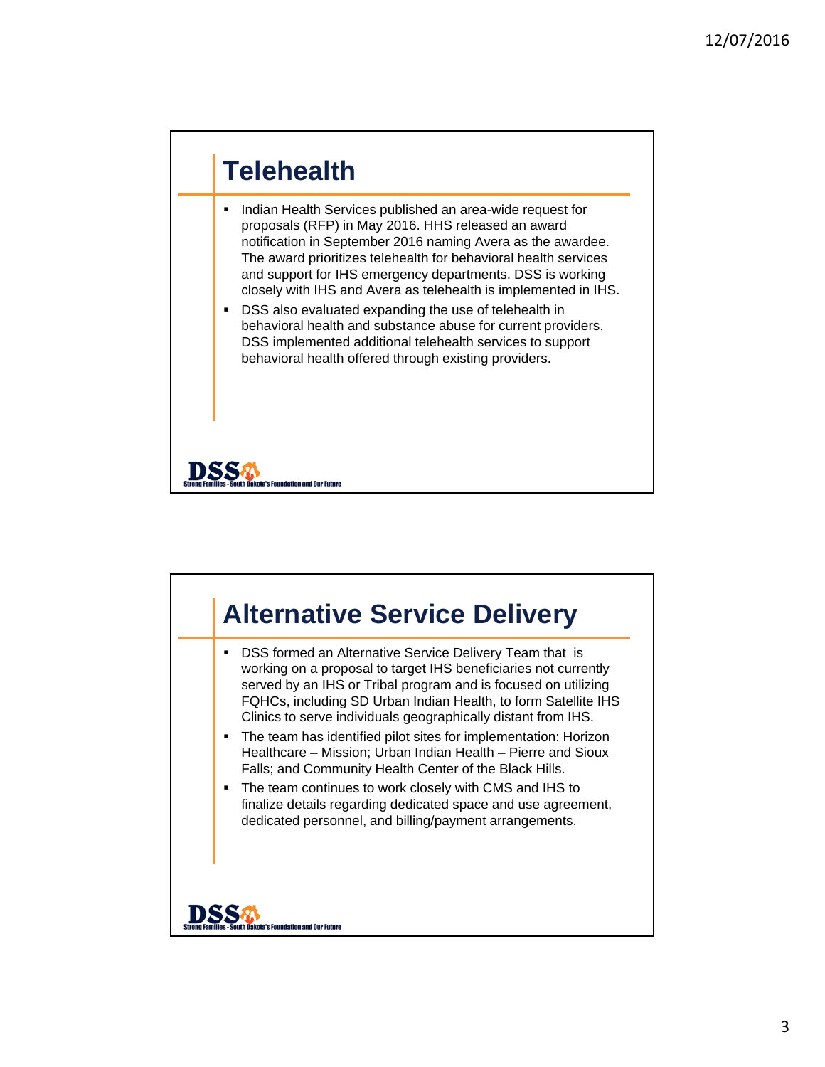# Telehealth

- Indian Health Services published an area-wide request for proposals (RFP) in May 2016. HHS released an award notification in September 2016 naming Avera as the awardee. The award prioritizes telehealth for behavioral health services and support for IHS emergency departments. DSS is working closely with IHS and Avera as telehealth is implemented in IHS.
- DSS also evaluated expanding the use of telehealth in behavioral health and substance abuse for current providers. DSS implemented additional telehealth services to support behavioral health offered through existing providers.

DSS Strong Families - South Dakota's Foundation and Our Future

# Alternative Service Delivery

- DSS formed an Alternative Service Delivery Team that is working on a proposal to target IHS beneficiaries not currently served by an IHS or Tribal program and is focused on utilizing FQHCs, including SD Urban Indian Health, to form Satellite IHS Clinics to serve individuals geographically distant from IHS.
- The team has identified pilot sites for implementation: Horizon Healthcare – Mission; Urban Indian Health – Pierre and Sioux Falls; and Community Health Center of the Black Hills.
- The team continues to work closely with CMS and IHS to finalize details regarding dedicated space and use agreement, dedicated personnel, and billing/payment arrangements.

DSS Strong Families - South Dakota's Foundation and Our Future